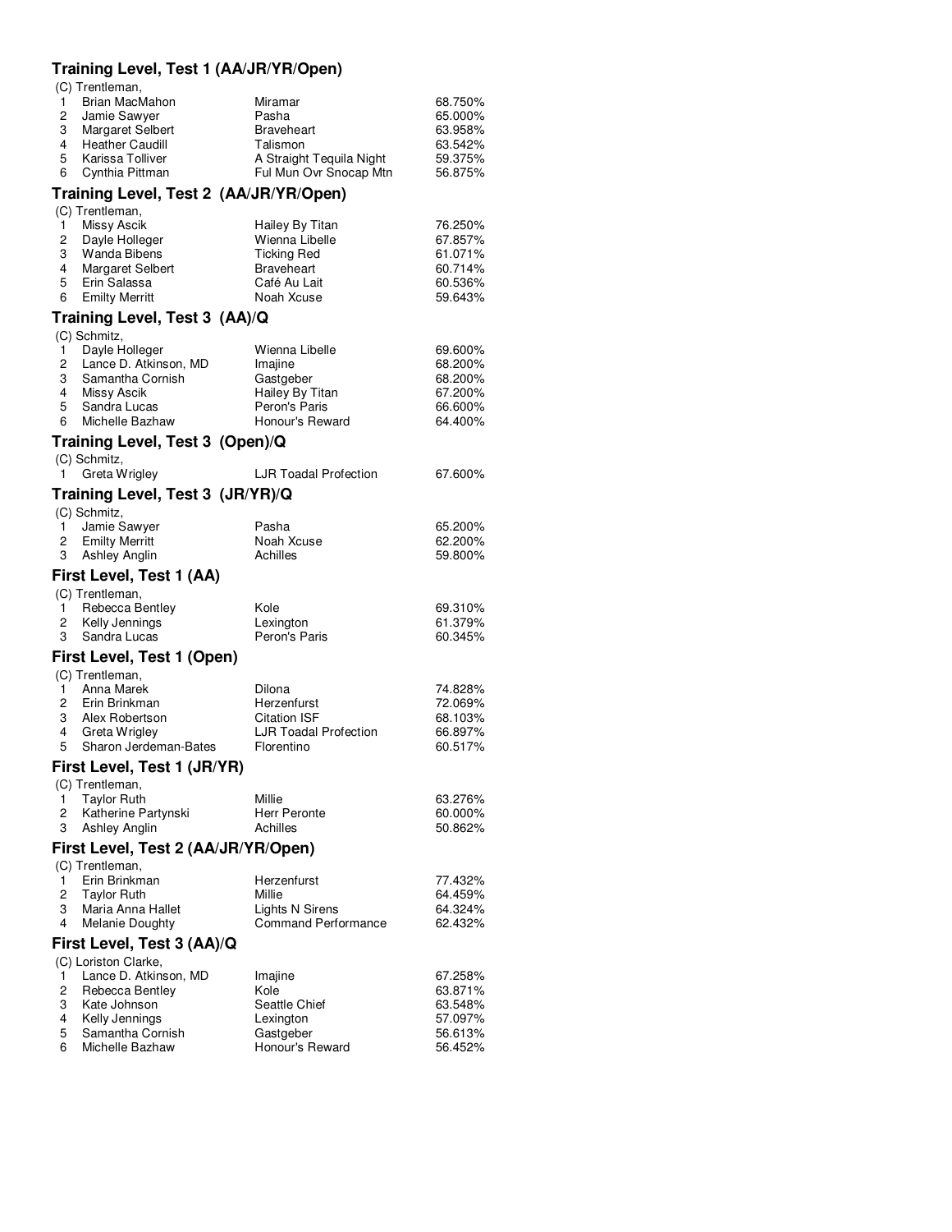## Training Level, Test 1 (AA/JR/YR/Open)

(C) Trentleman,

| | | | |
|---|---|---|---|
| 1 | Brian MacMahon | Miramar | 68.750% |
| 2 | Jamie Sawyer | Pasha | 65.000% |
| 3 | Margaret Selbert | Braveheart | 63.958% |
| 4 | Heather Caudill | Talismon | 63.542% |
| 5 | Karissa Tolliver | A Straight Tequila Night | 59.375% |
| 6 | Cynthia Pittman | Ful Mun Ovr Snocap Mtn | 56.875% |

## Training Level, Test 2 (AA/JR/YR/Open)

(C) Trentleman,

| | | | |
|---|---|---|---|
| 1 | Missy Ascik | Hailey By Titan | 76.250% |
| 2 | Dayle Holleger | Wienna Libelle | 67.857% |
| 3 | Wanda Bibens | Ticking Red | 61.071% |
| 4 | Margaret Selbert | Braveheart | 60.714% |
| 5 | Erin Salassa | Café Au Lait | 60.536% |
| 6 | Emilty Merritt | Noah Xcuse | 59.643% |

## Training Level, Test 3 (AA)/Q

(C) Schmitz,

| | | | |
|---|---|---|---|
| 1 | Dayle Holleger | Wienna Libelle | 69.600% |
| 2 | Lance D. Atkinson, MD | Imajine | 68.200% |
| 3 | Samantha Cornish | Gastgeber | 68.200% |
| 4 | Missy Ascik | Hailey By Titan | 67.200% |
| 5 | Sandra Lucas | Peron's Paris | 66.600% |
| 6 | Michelle Bazhaw | Honour's Reward | 64.400% |

## Training Level, Test 3 (Open)/Q

(C) Schmitz,

| | | | |
|---|---|---|---|
| 1 | Greta Wrigley | LJR Toadal Profection | 67.600% |

## Training Level, Test 3 (JR/YR)/Q

(C) Schmitz,

| | | | |
|---|---|---|---|
| 1 | Jamie Sawyer | Pasha | 65.200% |
| 2 | Emilty Merritt | Noah Xcuse | 62.200% |
| 3 | Ashley Anglin | Achilles | 59.800% |

## First Level, Test 1 (AA)

(C) Trentleman,

| | | | |
|---|---|---|---|
| 1 | Rebecca Bentley | Kole | 69.310% |
| 2 | Kelly Jennings | Lexington | 61.379% |
| 3 | Sandra Lucas | Peron's Paris | 60.345% |

## First Level, Test 1 (Open)

(C) Trentleman,

| | | | |
|---|---|---|---|
| 1 | Anna Marek | Dilona | 74.828% |
| 2 | Erin Brinkman | Herzenfurst | 72.069% |
| 3 | Alex Robertson | Citation ISF | 68.103% |
| 4 | Greta Wrigley | LJR Toadal Profection | 66.897% |
| 5 | Sharon Jerdeman-Bates | Florentino | 60.517% |

## First Level, Test 1 (JR/YR)

(C) Trentleman,

| | | | |
|---|---|---|---|
| 1 | Taylor Ruth | Millie | 63.276% |
| 2 | Katherine Partynski | Herr Peronte | 60.000% |
| 3 | Ashley Anglin | Achilles | 50.862% |

## First Level, Test 2 (AA/JR/YR/Open)

(C) Trentleman,

| | | | |
|---|---|---|---|
| 1 | Erin Brinkman | Herzenfurst | 77.432% |
| 2 | Taylor Ruth | Millie | 64.459% |
| 3 | Maria Anna Hallet | Lights N Sirens | 64.324% |
| 4 | Melanie Doughty | Command Performance | 62.432% |

## First Level, Test 3 (AA)/Q

(C) Loriston Clarke,

| | | | |
|---|---|---|---|
| 1 | Lance D. Atkinson, MD | Imajine | 67.258% |
| 2 | Rebecca Bentley | Kole | 63.871% |
| 3 | Kate Johnson | Seattle Chief | 63.548% |
| 4 | Kelly Jennings | Lexington | 57.097% |
| 5 | Samantha Cornish | Gastgeber | 56.613% |
| 6 | Michelle Bazhaw | Honour's Reward | 56.452% |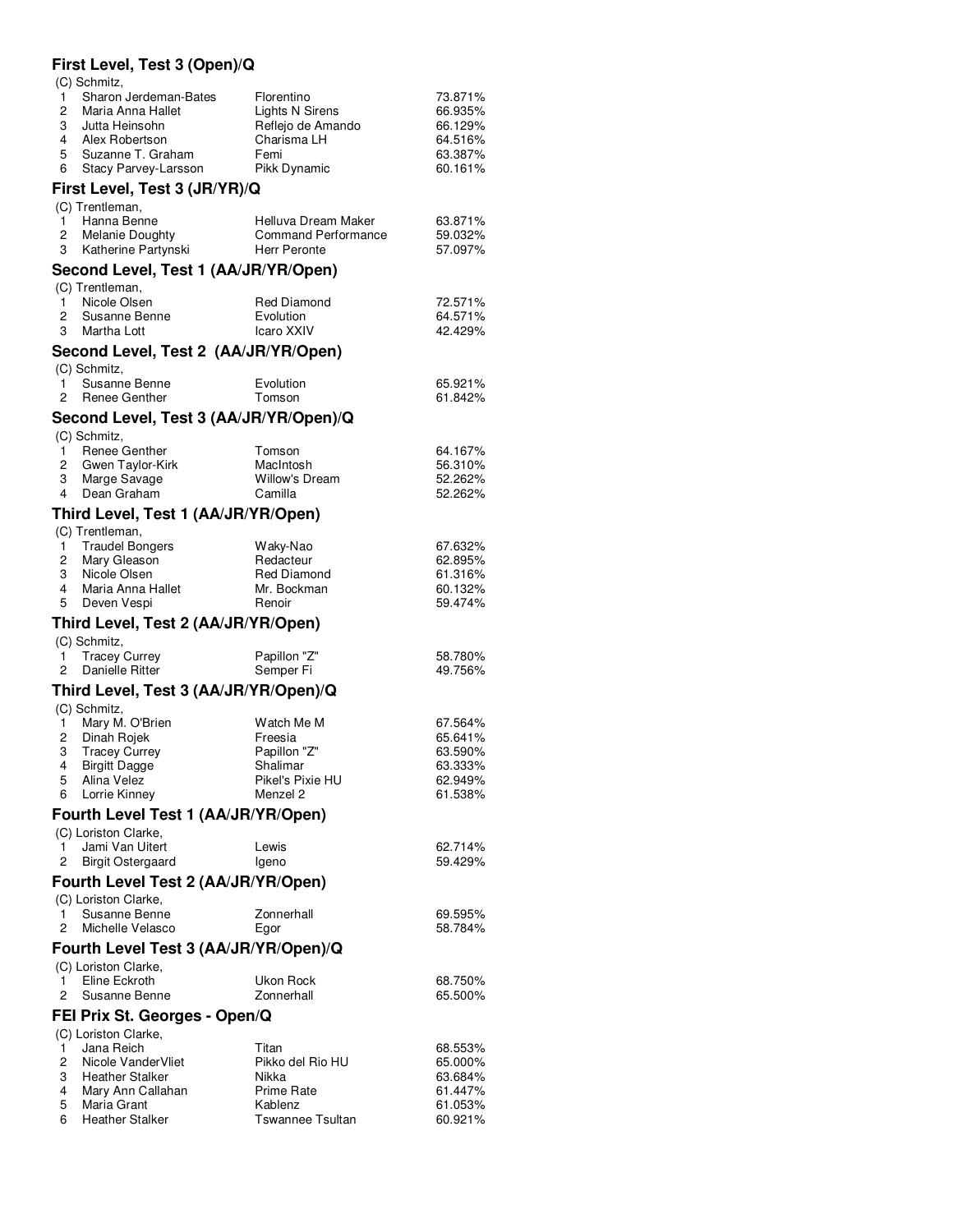### First Level, Test 3 (Open)/Q

(C) Schmitz,

| | Rider | Horse | Score |
|---|---|---|---|
| 1 | Sharon Jerdeman-Bates | Florentino | 73.871% |
| 2 | Maria Anna Hallet | Lights N Sirens | 66.935% |
| 3 | Jutta Heinsohn | Reflejo de Amando | 66.129% |
| 4 | Alex Robertson | Charisma LH | 64.516% |
| 5 | Suzanne T. Graham | Femi | 63.387% |
| 6 | Stacy Parvey-Larsson | Pikk Dynamic | 60.161% |

### First Level, Test 3 (JR/YR)/Q

(C) Trentleman,

| | Rider | Horse | Score |
|---|---|---|---|
| 1 | Hanna Benne | Helluva Dream Maker | 63.871% |
| 2 | Melanie Doughty | Command Performance | 59.032% |
| 3 | Katherine Partynski | Herr Peronte | 57.097% |

### Second Level, Test 1 (AA/JR/YR/Open)

(C) Trentleman,

| | Rider | Horse | Score |
|---|---|---|---|
| 1 | Nicole Olsen | Red Diamond | 72.571% |
| 2 | Susanne Benne | Evolution | 64.571% |
| 3 | Martha Lott | Icaro XXIV | 42.429% |

### Second Level, Test 2 (AA/JR/YR/Open)

(C) Schmitz,

| | Rider | Horse | Score |
|---|---|---|---|
| 1 | Susanne Benne | Evolution | 65.921% |
| 2 | Renee Genther | Tomson | 61.842% |

### Second Level, Test 3 (AA/JR/YR/Open)/Q

(C) Schmitz,

| | Rider | Horse | Score |
|---|---|---|---|
| 1 | Renee Genther | Tomson | 64.167% |
| 2 | Gwen Taylor-Kirk | MacIntosh | 56.310% |
| 3 | Marge Savage | Willow's Dream | 52.262% |
| 4 | Dean Graham | Camilla | 52.262% |

### Third Level, Test 1 (AA/JR/YR/Open)

(C) Trentleman,

| | Rider | Horse | Score |
|---|---|---|---|
| 1 | Traudel Bongers | Waky-Nao | 67.632% |
| 2 | Mary Gleason | Redacteur | 62.895% |
| 3 | Nicole Olsen | Red Diamond | 61.316% |
| 4 | Maria Anna Hallet | Mr. Bockman | 60.132% |
| 5 | Deven Vespi | Renoir | 59.474% |

### Third Level, Test 2 (AA/JR/YR/Open)

(C) Schmitz,

| | Rider | Horse | Score |
|---|---|---|---|
| 1 | Tracey Currey | Papillon "Z" | 58.780% |
| 2 | Danielle Ritter | Semper Fi | 49.756% |

### Third Level, Test 3 (AA/JR/YR/Open)/Q

(C) Schmitz,

| | Rider | Horse | Score |
|---|---|---|---|
| 1 | Mary M. O'Brien | Watch Me M | 67.564% |
| 2 | Dinah Rojek | Freesia | 65.641% |
| 3 | Tracey Currey | Papillon "Z" | 63.590% |
| 4 | Birgitt Dagge | Shalimar | 63.333% |
| 5 | Alina Velez | Pikel's Pixie HU | 62.949% |
| 6 | Lorrie Kinney | Menzel 2 | 61.538% |

### Fourth Level Test 1 (AA/JR/YR/Open)

(C) Loriston Clarke,

| | Rider | Horse | Score |
|---|---|---|---|
| 1 | Jami Van Uitert | Lewis | 62.714% |
| 2 | Birgit Ostergaard | Igeno | 59.429% |

### Fourth Level Test 2 (AA/JR/YR/Open)

(C) Loriston Clarke,

| | Rider | Horse | Score |
|---|---|---|---|
| 1 | Susanne Benne | Zonnerhall | 69.595% |
| 2 | Michelle Velasco | Egor | 58.784% |

### Fourth Level Test 3 (AA/JR/YR/Open)/Q

(C) Loriston Clarke,

| | Rider | Horse | Score |
|---|---|---|---|
| 1 | Eline Eckroth | Ukon Rock | 68.750% |
| 2 | Susanne Benne | Zonnerhall | 65.500% |

### FEI Prix St. Georges - Open/Q

(C) Loriston Clarke,

| | Rider | Horse | Score |
|---|---|---|---|
| 1 | Jana Reich | Titan | 68.553% |
| 2 | Nicole VanderVliet | Pikko del Rio HU | 65.000% |
| 3 | Heather Stalker | Nikka | 63.684% |
| 4 | Mary Ann Callahan | Prime Rate | 61.447% |
| 5 | Maria Grant | Kablenz | 61.053% |
| 6 | Heather Stalker | Tswannee Tsultan | 60.921% |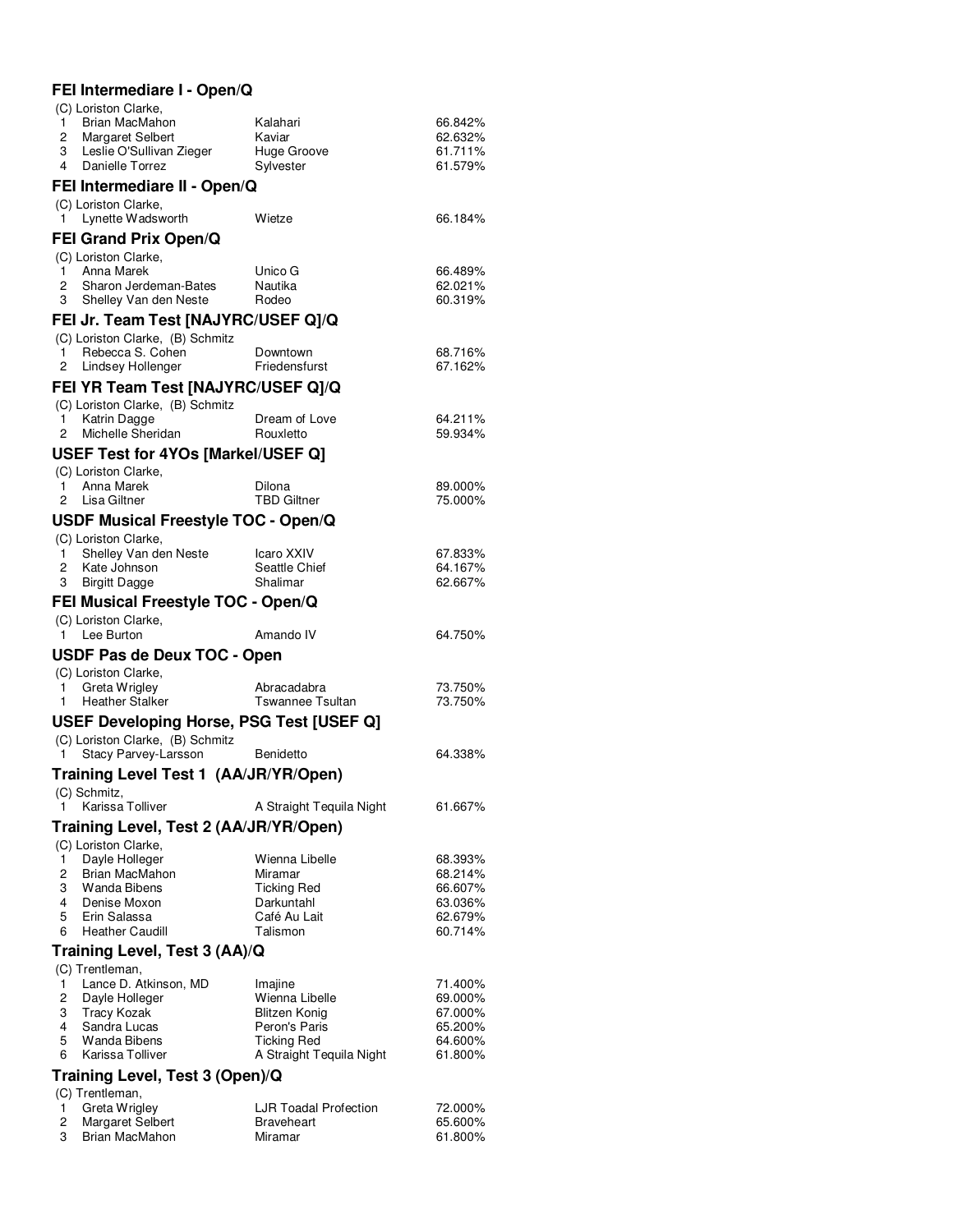### FEI Intermediare I - Open/Q

(C) Loriston Clarke,

| | | | |
|---|---|---|---|
| 1 | Brian MacMahon | Kalahari | 66.842% |
| 2 | Margaret Selbert | Kaviar | 62.632% |
| 3 | Leslie O'Sullivan Zieger | Huge Groove | 61.711% |
| 4 | Danielle Torrez | Sylvester | 61.579% |

### FEI Intermediare II - Open/Q

(C) Loriston Clarke,

| | | | |
|---|---|---|---|
| 1 | Lynette Wadsworth | Wietze | 66.184% |

### FEI Grand Prix Open/Q

(C) Loriston Clarke,

| | | | |
|---|---|---|---|
| 1 | Anna Marek | Unico G | 66.489% |
| 2 | Sharon Jerdeman-Bates | Nautika | 62.021% |
| 3 | Shelley Van den Neste | Rodeo | 60.319% |

### FEI Jr. Team Test [NAJYRC/USEF Q]/Q

(C) Loriston Clarke, (B) Schmitz

| | | | |
|---|---|---|---|
| 1 | Rebecca S. Cohen | Downtown | 68.716% |
| 2 | Lindsey Hollenger | Friedensfurst | 67.162% |

### FEI YR Team Test [NAJYRC/USEF Q]/Q

(C) Loriston Clarke, (B) Schmitz

| | | | |
|---|---|---|---|
| 1 | Katrin Dagge | Dream of Love | 64.211% |
| 2 | Michelle Sheridan | Rouxletto | 59.934% |

### USEF Test for 4YOs [Markel/USEF Q]

(C) Loriston Clarke,

| | | | |
|---|---|---|---|
| 1 | Anna Marek | Dilona | 89.000% |
| 2 | Lisa Giltner | TBD Giltner | 75.000% |

### USDF Musical Freestyle TOC - Open/Q

(C) Loriston Clarke,

| | | | |
|---|---|---|---|
| 1 | Shelley Van den Neste | Icaro XXIV | 67.833% |
| 2 | Kate Johnson | Seattle Chief | 64.167% |
| 3 | Birgitt Dagge | Shalimar | 62.667% |

### FEI Musical Freestyle TOC - Open/Q

(C) Loriston Clarke,

| | | | |
|---|---|---|---|
| 1 | Lee Burton | Amando IV | 64.750% |

### USDF Pas de Deux TOC - Open

(C) Loriston Clarke,

| | | | |
|---|---|---|---|
| 1 | Greta Wrigley | Abracadabra | 73.750% |
| 1 | Heather Stalker | Tswannee Tsultan | 73.750% |

### USEF Developing Horse, PSG Test [USEF Q]

(C) Loriston Clarke, (B) Schmitz

| | | | |
|---|---|---|---|
| 1 | Stacy Parvey-Larsson | Benidetto | 64.338% |

### Training Level Test 1 (AA/JR/YR/Open)

(C) Schmitz,

| | | | |
|---|---|---|---|
| 1 | Karissa Tolliver | A Straight Tequila Night | 61.667% |

### Training Level, Test 2 (AA/JR/YR/Open)

(C) Loriston Clarke,

| | | | |
|---|---|---|---|
| 1 | Dayle Holleger | Wienna Libelle | 68.393% |
| 2 | Brian MacMahon | Miramar | 68.214% |
| 3 | Wanda Bibens | Ticking Red | 66.607% |
| 4 | Denise Moxon | Darkuntahl | 63.036% |
| 5 | Erin Salassa | Café Au Lait | 62.679% |
| 6 | Heather Caudill | Talismon | 60.714% |

### Training Level, Test 3 (AA)/Q

(C) Trentleman,

| | | | |
|---|---|---|---|
| 1 | Lance D. Atkinson, MD | Imajine | 71.400% |
| 2 | Dayle Holleger | Wienna Libelle | 69.000% |
| 3 | Tracy Kozak | Blitzen Konig | 67.000% |
| 4 | Sandra Lucas | Peron's Paris | 65.200% |
| 5 | Wanda Bibens | Ticking Red | 64.600% |
| 6 | Karissa Tolliver | A Straight Tequila Night | 61.800% |

### Training Level, Test 3 (Open)/Q

(C) Trentleman,

| | | | |
|---|---|---|---|
| 1 | Greta Wrigley | LJR Toadal Profection | 72.000% |
| 2 | Margaret Selbert | Braveheart | 65.600% |
| 3 | Brian MacMahon | Miramar | 61.800% |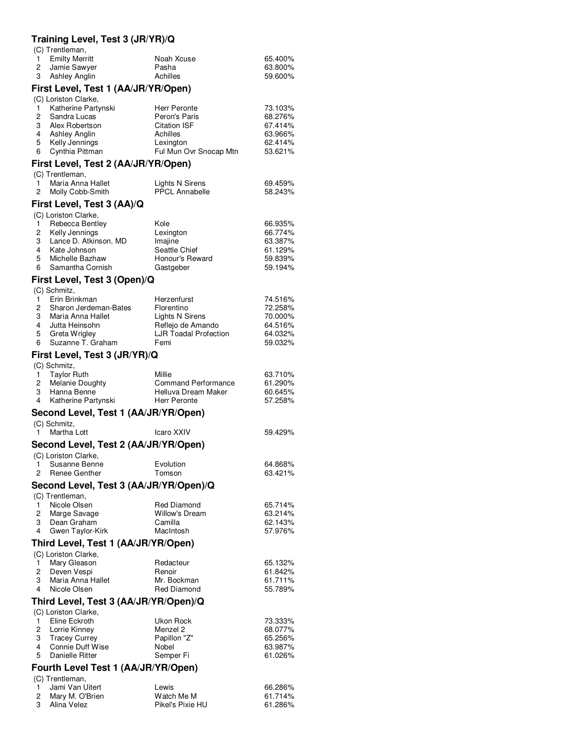### Training Level, Test 3 (JR/YR)/Q

(C) Trentleman,

| | | | |
|---|---|---|---|
| 1 | Emilty Merritt | Noah Xcuse | 65.400% |
| 2 | Jamie Sawyer | Pasha | 63.800% |
| 3 | Ashley Anglin | Achilles | 59.600% |

### First Level, Test 1 (AA/JR/YR/Open)

(C) Loriston Clarke,

| | | | |
|---|---|---|---|
| 1 | Katherine Partynski | Herr Peronte | 73.103% |
| 2 | Sandra Lucas | Peron's Paris | 68.276% |
| 3 | Alex Robertson | Citation ISF | 67.414% |
| 4 | Ashley Anglin | Achilles | 63.966% |
| 5 | Kelly Jennings | Lexington | 62.414% |
| 6 | Cynthia Pittman | Ful Mun Ovr Snocap Mtn | 53.621% |

### First Level, Test 2 (AA/JR/YR/Open)

(C) Trentleman,

| | | | |
|---|---|---|---|
| 1 | Maria Anna Hallet | Lights N Sirens | 69.459% |
| 2 | Molly Cobb-Smith | PPCL Annabelle | 58.243% |

### First Level, Test 3 (AA)/Q

(C) Loriston Clarke,

| | | | |
|---|---|---|---|
| 1 | Rebecca Bentley | Kole | 66.935% |
| 2 | Kelly Jennings | Lexington | 66.774% |
| 3 | Lance D. Atkinson, MD | Imajine | 63.387% |
| 4 | Kate Johnson | Seattle Chief | 61.129% |
| 5 | Michelle Bazhaw | Honour's Reward | 59.839% |
| 6 | Samantha Cornish | Gastgeber | 59.194% |

### First Level, Test 3 (Open)/Q

(C) Schmitz,

| | | | |
|---|---|---|---|
| 1 | Erin Brinkman | Herzenfurst | 74.516% |
| 2 | Sharon Jerdeman-Bates | Florentino | 72.258% |
| 3 | Maria Anna Hallet | Lights N Sirens | 70.000% |
| 4 | Jutta Heinsohn | Reflejo de Amando | 64.516% |
| 5 | Greta Wrigley | LJR Toadal Profection | 64.032% |
| 6 | Suzanne T. Graham | Femi | 59.032% |

### First Level, Test 3 (JR/YR)/Q

(C) Schmitz,

| | | | |
|---|---|---|---|
| 1 | Taylor Ruth | Millie | 63.710% |
| 2 | Melanie Doughty | Command Performance | 61.290% |
| 3 | Hanna Benne | Helluva Dream Maker | 60.645% |
| 4 | Katherine Partynski | Herr Peronte | 57.258% |

### Second Level, Test 1 (AA/JR/YR/Open)

(C) Schmitz,

| | | | |
|---|---|---|---|
| 1 | Martha Lott | Icaro XXIV | 59.429% |

### Second Level, Test 2 (AA/JR/YR/Open)

(C) Loriston Clarke,

| | | | |
|---|---|---|---|
| 1 | Susanne Benne | Evolution | 64.868% |
| 2 | Renee Genther | Tomson | 63.421% |

### Second Level, Test 3 (AA/JR/YR/Open)/Q

(C) Trentleman,

| | | | |
|---|---|---|---|
| 1 | Nicole Olsen | Red Diamond | 65.714% |
| 2 | Marge Savage | Willow's Dream | 63.214% |
| 3 | Dean Graham | Camilla | 62.143% |
| 4 | Gwen Taylor-Kirk | MacIntosh | 57.976% |

### Third Level, Test 1 (AA/JR/YR/Open)

(C) Loriston Clarke,

| | | | |
|---|---|---|---|
| 1 | Mary Gleason | Redacteur | 65.132% |
| 2 | Deven Vespi | Renoir | 61.842% |
| 3 | Maria Anna Hallet | Mr. Bockman | 61.711% |
| 4 | Nicole Olsen | Red Diamond | 55.789% |

### Third Level, Test 3 (AA/JR/YR/Open)/Q

(C) Loriston Clarke,

| | | | |
|---|---|---|---|
| 1 | Eline Eckroth | Ukon Rock | 73.333% |
| 2 | Lorrie Kinney | Menzel 2 | 68.077% |
| 3 | Tracey Currey | Papillon "Z" | 65.256% |
| 4 | Connie Duff Wise | Nobel | 63.987% |
| 5 | Danielle Ritter | Semper Fi | 61.026% |

### Fourth Level Test 1 (AA/JR/YR/Open)

(C) Trentleman,

| | | | |
|---|---|---|---|
| 1 | Jami Van Uitert | Lewis | 66.286% |
| 2 | Mary M. O'Brien | Watch Me M | 61.714% |
| 3 | Alina Velez | Pikel's Pixie HU | 61.286% |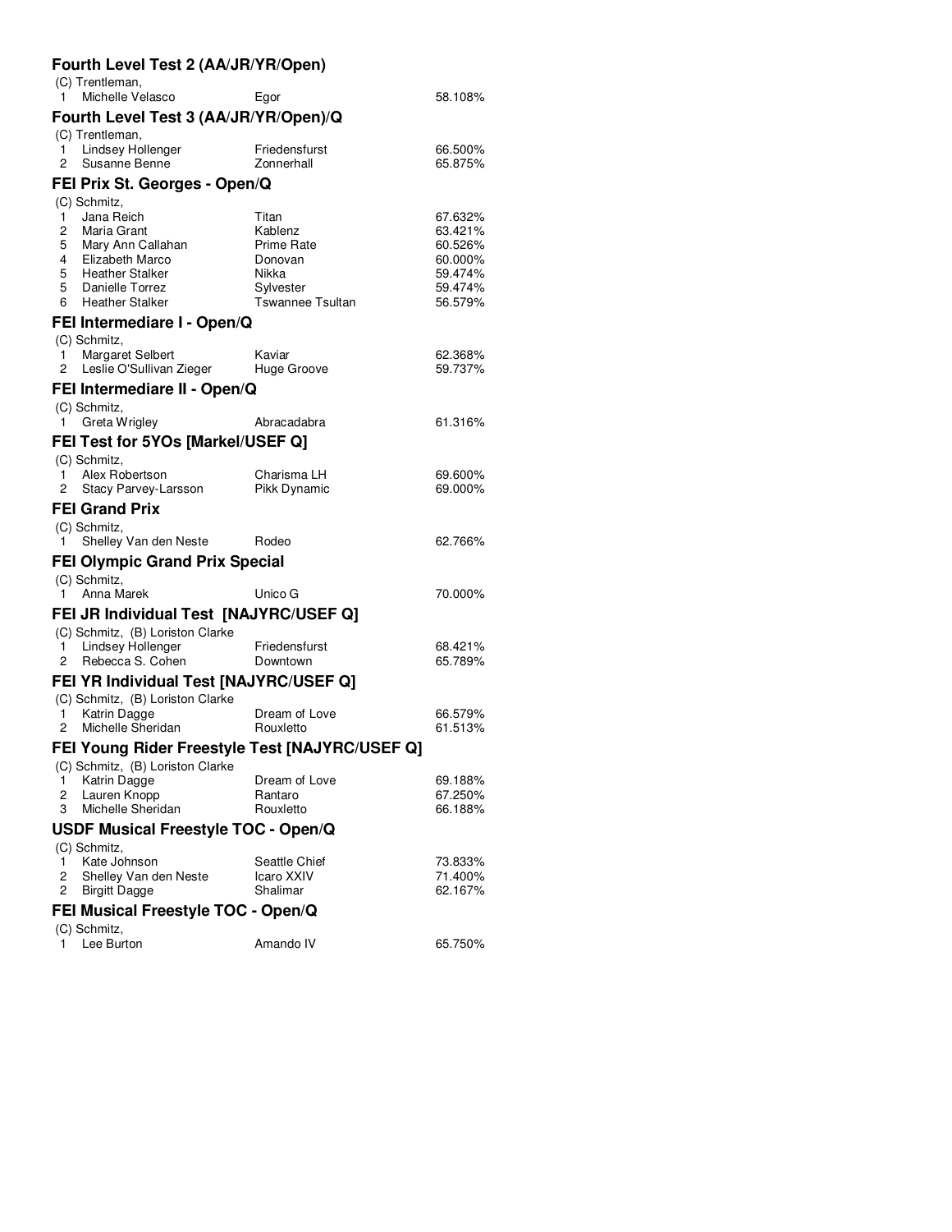## Fourth Level Test 2 (AA/JR/YR/Open)

(C) Trentleman,

| | | | |
|---|---|---|---|
| 1 | Michelle Velasco | Egor | 58.108% |

## Fourth Level Test 3 (AA/JR/YR/Open)/Q

(C) Trentleman,

| | | | |
|---|---|---|---|
| 1 | Lindsey Hollenger | Friedensfurst | 66.500% |
| 2 | Susanne Benne | Zonnerhall | 65.875% |

## FEI Prix St. Georges - Open/Q

(C) Schmitz,

| | | | |
|---|---|---|---|
| 1 | Jana Reich | Titan | 67.632% |
| 2 | Maria Grant | Kablenz | 63.421% |
| 5 | Mary Ann Callahan | Prime Rate | 60.526% |
| 4 | Elizabeth Marco | Donovan | 60.000% |
| 5 | Heather Stalker | Nikka | 59.474% |
| 5 | Danielle Torrez | Sylvester | 59.474% |
| 6 | Heather Stalker | Tswannee Tsultan | 56.579% |

## FEI Intermediare I - Open/Q

(C) Schmitz,

| | | | |
|---|---|---|---|
| 1 | Margaret Selbert | Kaviar | 62.368% |
| 2 | Leslie O'Sullivan Zieger | Huge Groove | 59.737% |

## FEI Intermediare II - Open/Q

(C) Schmitz,

| | | | |
|---|---|---|---|
| 1 | Greta Wrigley | Abracadabra | 61.316% |

## FEI Test for 5YOs [Markel/USEF Q]

(C) Schmitz,

| | | | |
|---|---|---|---|
| 1 | Alex Robertson | Charisma LH | 69.600% |
| 2 | Stacy Parvey-Larsson | Pikk Dynamic | 69.000% |

## FEI Grand Prix

(C) Schmitz,

| | | | |
|---|---|---|---|
| 1 | Shelley Van den Neste | Rodeo | 62.766% |

## FEI Olympic Grand Prix Special

(C) Schmitz,

| | | | |
|---|---|---|---|
| 1 | Anna Marek | Unico G | 70.000% |

## FEI JR Individual Test [NAJYRC/USEF Q]

(C) Schmitz, (B) Loriston Clarke

| | | | |
|---|---|---|---|
| 1 | Lindsey Hollenger | Friedensfurst | 68.421% |
| 2 | Rebecca S. Cohen | Downtown | 65.789% |

## FEI YR Individual Test [NAJYRC/USEF Q]

(C) Schmitz, (B) Loriston Clarke

| | | | |
|---|---|---|---|
| 1 | Katrin Dagge | Dream of Love | 66.579% |
| 2 | Michelle Sheridan | Rouxletto | 61.513% |

## FEI Young Rider Freestyle Test [NAJYRC/USEF Q]

(C) Schmitz, (B) Loriston Clarke

| | | | |
|---|---|---|---|
| 1 | Katrin Dagge | Dream of Love | 69.188% |
| 2 | Lauren Knopp | Rantaro | 67.250% |
| 3 | Michelle Sheridan | Rouxletto | 66.188% |

## USDF Musical Freestyle TOC - Open/Q

(C) Schmitz,

| | | | |
|---|---|---|---|
| 1 | Kate Johnson | Seattle Chief | 73.833% |
| 2 | Shelley Van den Neste | Icaro XXIV | 71.400% |
| 2 | Birgitt Dagge | Shalimar | 62.167% |

## FEI Musical Freestyle TOC - Open/Q

(C) Schmitz,

| | | | |
|---|---|---|---|
| 1 | Lee Burton | Amando IV | 65.750% |